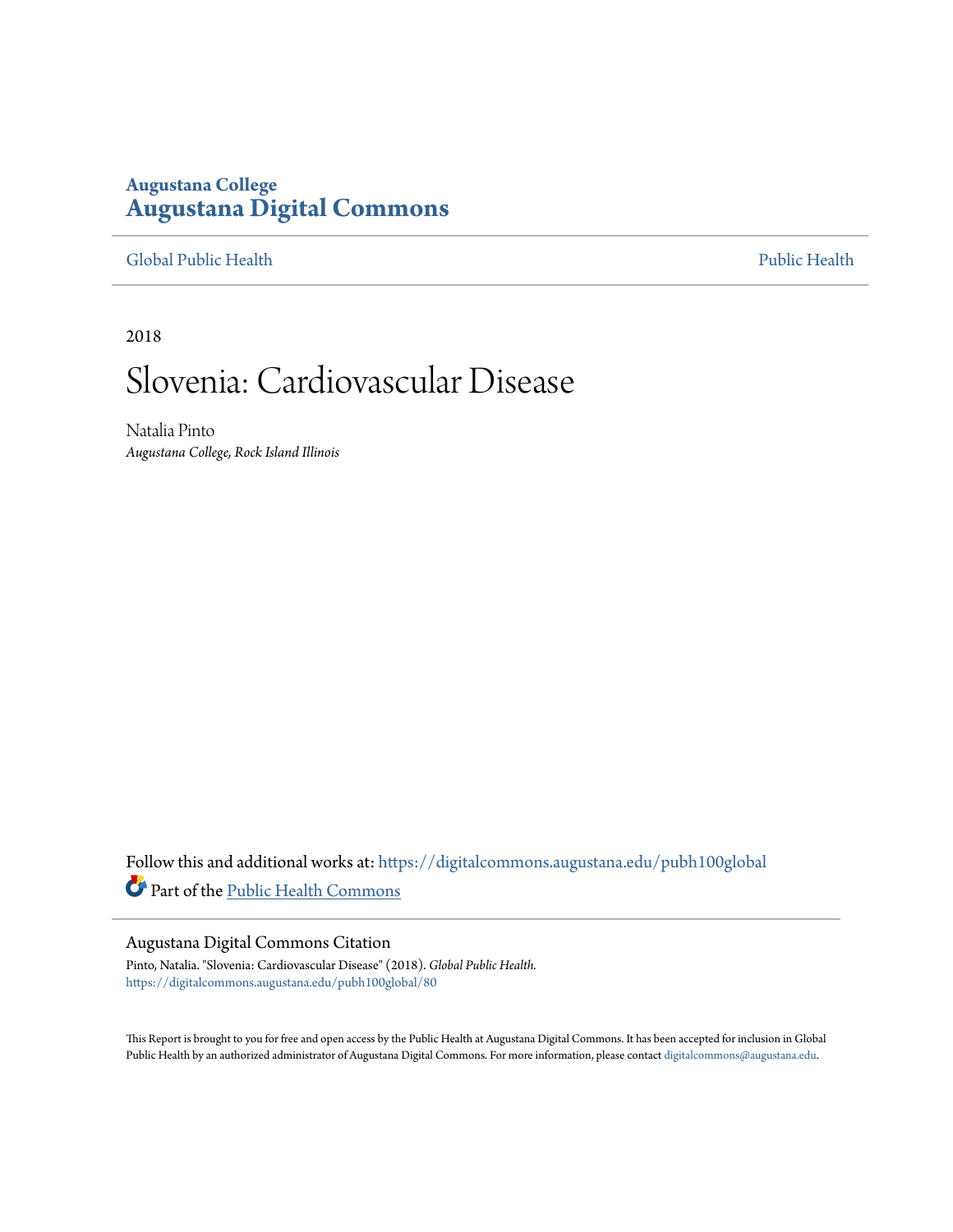Augustana College
# Augustana Digital Commons

Global Public Health | Public Health

2018

# Slovenia: Cardiovascular Disease

Natalia Pinto
*Augustana College, Rock Island Illinois*

Follow this and additional works at: https://digitalcommons.augustana.edu/pubh100global
Part of the Public Health Commons

## Augustana Digital Commons Citation

Pinto, Natalia. "Slovenia: Cardiovascular Disease" (2018). *Global Public Health.*
https://digitalcommons.augustana.edu/pubh100global/80

This Report is brought to you for free and open access by the Public Health at Augustana Digital Commons. It has been accepted for inclusion in Global Public Health by an authorized administrator of Augustana Digital Commons. For more information, please contact digitalcommons@augustana.edu.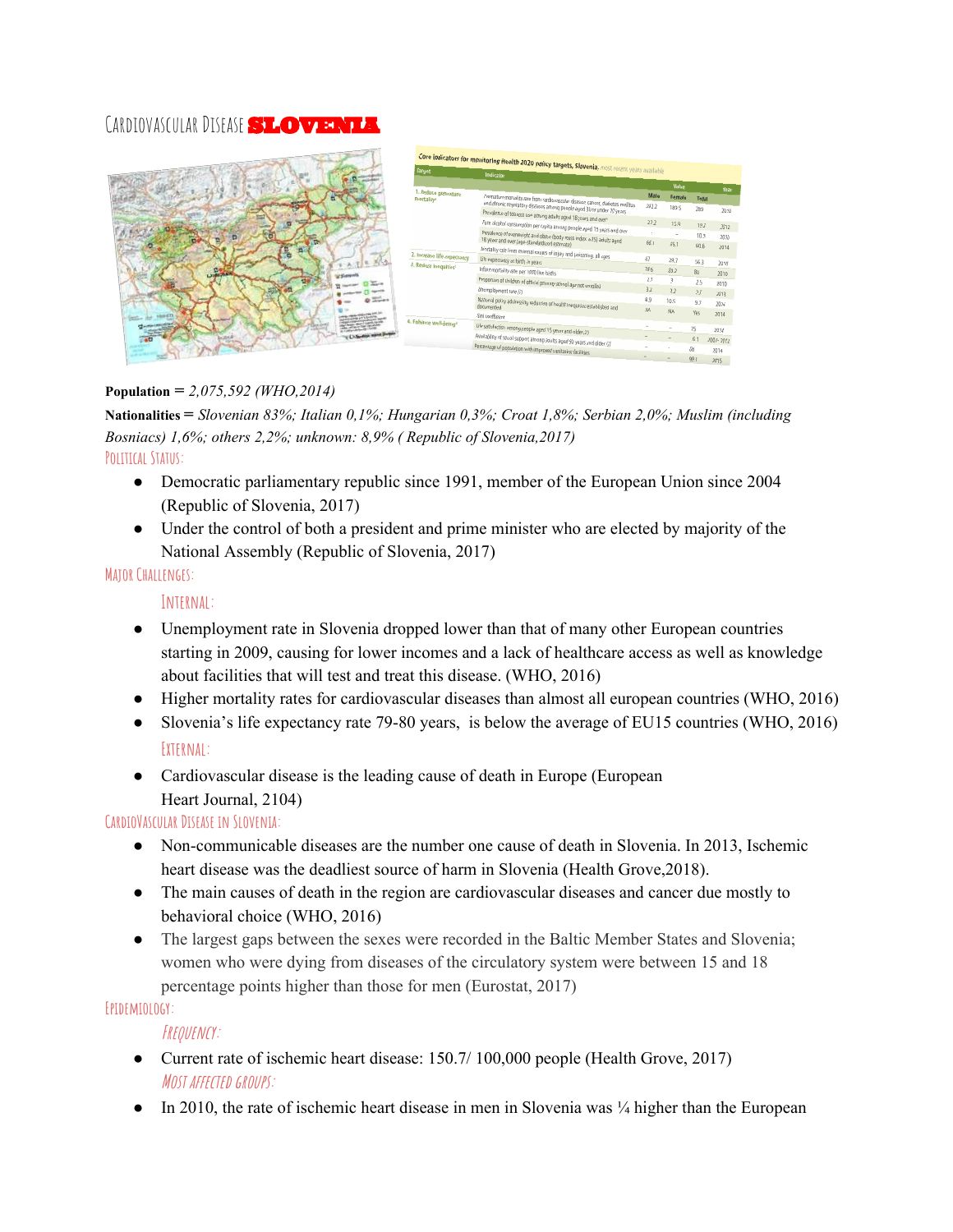# Cardiovascular Disease **SLOVENIA**

**Population =** *2,075,592 (WHO,2014)*

**Nationalities =** *Slovenian 83%; Italian 0,1%; Hungarian 0,3%; Croat 1,8%; Serbian 2,0%; Muslim (including Bosniacs) 1,6%; others 2,2%; unknown: 8,9% ( Republic of Slovenia,2017)*

## Political Status:

- Democratic parliamentary republic since 1991, member of the European Union since 2004 (Republic of Slovenia, 2017)
- Under the control of both a president and prime minister who are elected by majority of the National Assembly (Republic of Slovenia, 2017)

## Major Challenges:

### Internal:

- Unemployment rate in Slovenia dropped lower than that of many other European countries starting in 2009, causing for lower incomes and a lack of healthcare access as well as knowledge about facilities that will test and treat this disease. (WHO, 2016)
- Higher mortality rates for cardiovascular diseases than almost all european countries (WHO, 2016)
- Slovenia's life expectancy rate 79-80 years, is below the average of EU15 countries (WHO, 2016)

### External:

- Cardiovascular disease is the leading cause of death in Europe (European Heart Journal, 2104)

## CardioVascular Disease in Slovenia:

- Non-communicable diseases are the number one cause of death in Slovenia. In 2013, Ischemic heart disease was the deadliest source of harm in Slovenia (Health Grove,2018).
- The main causes of death in the region are cardiovascular diseases and cancer due mostly to behavioral choice (WHO, 2016)
- The largest gaps between the sexes were recorded in the Baltic Member States and Slovenia; women who were dying from diseases of the circulatory system were between 15 and 18 percentage points higher than those for men (Eurostat, 2017)

## Epidemiology:

### *Frequency:*

- Current rate of ischemic heart disease: 150.7/ 100,000 people (Health Grove, 2017)

### *Most Affected Groups:*

- In 2010, the rate of ischemic heart disease in men in Slovenia was ¼ higher than the European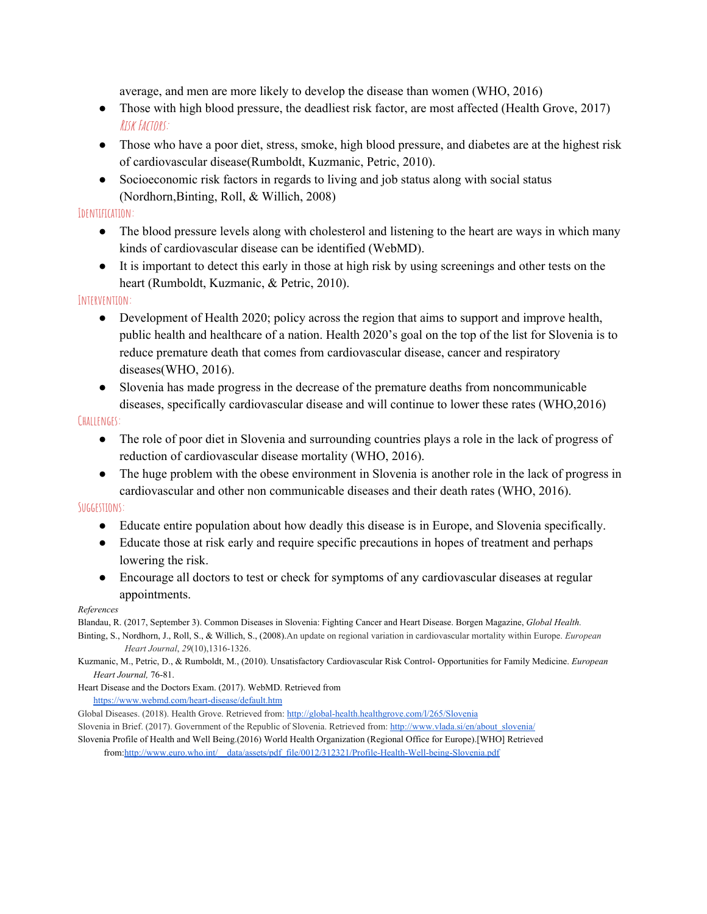average, and men are more likely to develop the disease than women (WHO, 2016)

- Those with high blood pressure, the deadliest risk factor, are most affected (Health Grove, 2017)

*Risk Factors:*

- Those who have a poor diet, stress, smoke, high blood pressure, and diabetes are at the highest risk of cardiovascular disease(Rumboldt, Kuzmanic, Petric, 2010).
- Socioeconomic risk factors in regards to living and job status along with social status (Nordhorn,Binting, Roll, & Willich, 2008)

### Identification:

- The blood pressure levels along with cholesterol and listening to the heart are ways in which many kinds of cardiovascular disease can be identified (WebMD).
- It is important to detect this early in those at high risk by using screenings and other tests on the heart (Rumboldt, Kuzmanic, & Petric, 2010).

### Intervention:

- Development of Health 2020; policy across the region that aims to support and improve health, public health and healthcare of a nation. Health 2020's goal on the top of the list for Slovenia is to reduce premature death that comes from cardiovascular disease, cancer and respiratory diseases(WHO, 2016).
- Slovenia has made progress in the decrease of the premature deaths from noncommunicable diseases, specifically cardiovascular disease and will continue to lower these rates (WHO,2016)

### Challenges:

- The role of poor diet in Slovenia and surrounding countries plays a role in the lack of progress of reduction of cardiovascular disease mortality (WHO, 2016).
- The huge problem with the obese environment in Slovenia is another role in the lack of progress in cardiovascular and other non communicable diseases and their death rates (WHO, 2016).

### Suggestions:

- Educate entire population about how deadly this disease is in Europe, and Slovenia specifically.
- Educate those at risk early and require specific precautions in hopes of treatment and perhaps lowering the risk.
- Encourage all doctors to test or check for symptoms of any cardiovascular diseases at regular appointments.

*References*

Blandau, R. (2017, September 3). Common Diseases in Slovenia: Fighting Cancer and Heart Disease. Borgen Magazine, *Global Health.*

Binting, S., Nordhorn, J., Roll, S., & Willich, S., (2008).An update on regional variation in cardiovascular mortality within Europe. *European Heart Journal*, *29*(10),1316-1326.

Kuzmanic, M., Petric, D., & Rumboldt, M., (2010). Unsatisfactory Cardiovascular Risk Control- Opportunities for Family Medicine. *European Heart Journal,* 76-81.

Heart Disease and the Doctors Exam. (2017). WebMD. Retrieved from https://www.webmd.com/heart-disease/default.htm

Global Diseases. (2018). Health Grove. Retrieved from: http://global-health.healthgrove.com/l/265/Slovenia

Slovenia in Brief. (2017). Government of the Republic of Slovenia. Retrieved from: http://www.vlada.si/en/about_slovenia/

Slovenia Profile of Health and Well Being.(2016) World Health Organization (Regional Office for Europe).[WHO] Retrieved from:http://www.euro.who.int/__data/assets/pdf_file/0012/312321/Profile-Health-Well-being-Slovenia.pdf